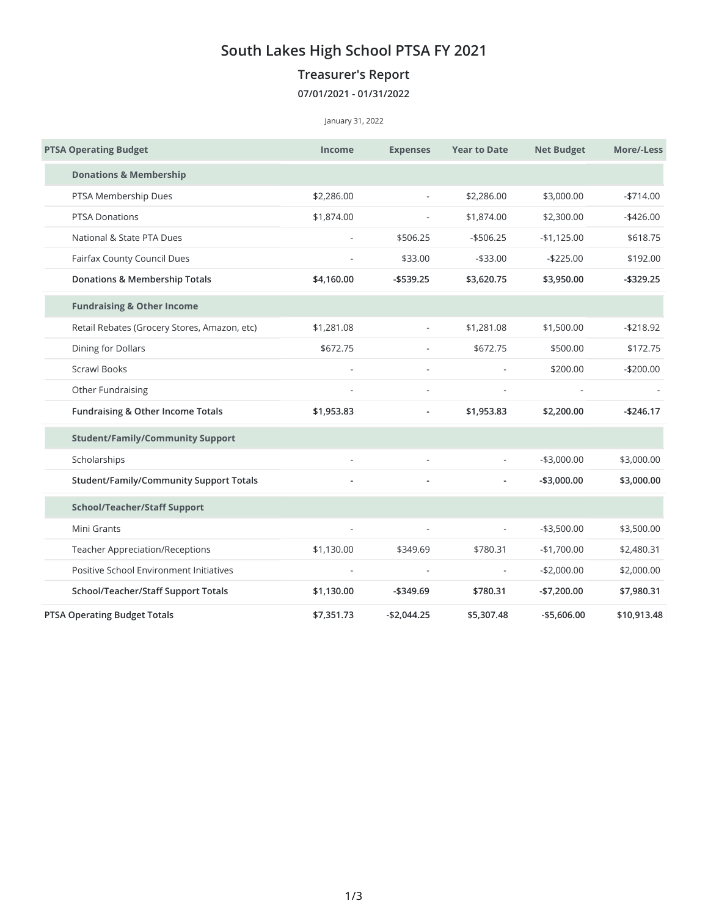# South Lakes High School PTSA FY 2021

## Treasurer's Report

### 07/01/2021 - 01/31/2022

January 31, 2022

| PTSA Operating Budget | Income | Expenses | Year to Date | Net Budget | More/-Less |
|---|---|---|---|---|---|
| **Donations & Membership** | | | | | |
| PTSA Membership Dues | $2,286.00 | - | $2,286.00 | $3,000.00 | -$714.00 |
| PTSA Donations | $1,874.00 | - | $1,874.00 | $2,300.00 | -$426.00 |
| National & State PTA Dues | - | $506.25 | -$506.25 | -$1,125.00 | $618.75 |
| Fairfax County Council Dues | - | $33.00 | -$33.00 | -$225.00 | $192.00 |
| **Donations & Membership Totals** | **$4,160.00** | **-$539.25** | **$3,620.75** | **$3,950.00** | **-$329.25** |
| **Fundraising & Other Income** | | | | | |
| Retail Rebates (Grocery Stores, Amazon, etc) | $1,281.08 | - | $1,281.08 | $1,500.00 | -$218.92 |
| Dining for Dollars | $672.75 | - | $672.75 | $500.00 | $172.75 |
| Scrawl Books | - | - | - | $200.00 | -$200.00 |
| Other Fundraising | - | - | - | - | - |
| **Fundraising & Other Income Totals** | **$1,953.83** | **-** | **$1,953.83** | **$2,200.00** | **-$246.17** |
| **Student/Family/Community Support** | | | | | |
| Scholarships | - | - | - | -$3,000.00 | $3,000.00 |
| **Student/Family/Community Support Totals** | **-** | **-** | **-** | **-$3,000.00** | **$3,000.00** |
| **School/Teacher/Staff Support** | | | | | |
| Mini Grants | - | - | - | -$3,500.00 | $3,500.00 |
| Teacher Appreciation/Receptions | $1,130.00 | $349.69 | $780.31 | -$1,700.00 | $2,480.31 |
| Positive School Environment Initiatives | - | - | - | -$2,000.00 | $2,000.00 |
| **School/Teacher/Staff Support Totals** | **$1,130.00** | **-$349.69** | **$780.31** | **-$7,200.00** | **$7,980.31** |
| **PTSA Operating Budget Totals** | **$7,351.73** | **-$2,044.25** | **$5,307.48** | **-$5,606.00** | **$10,913.48** |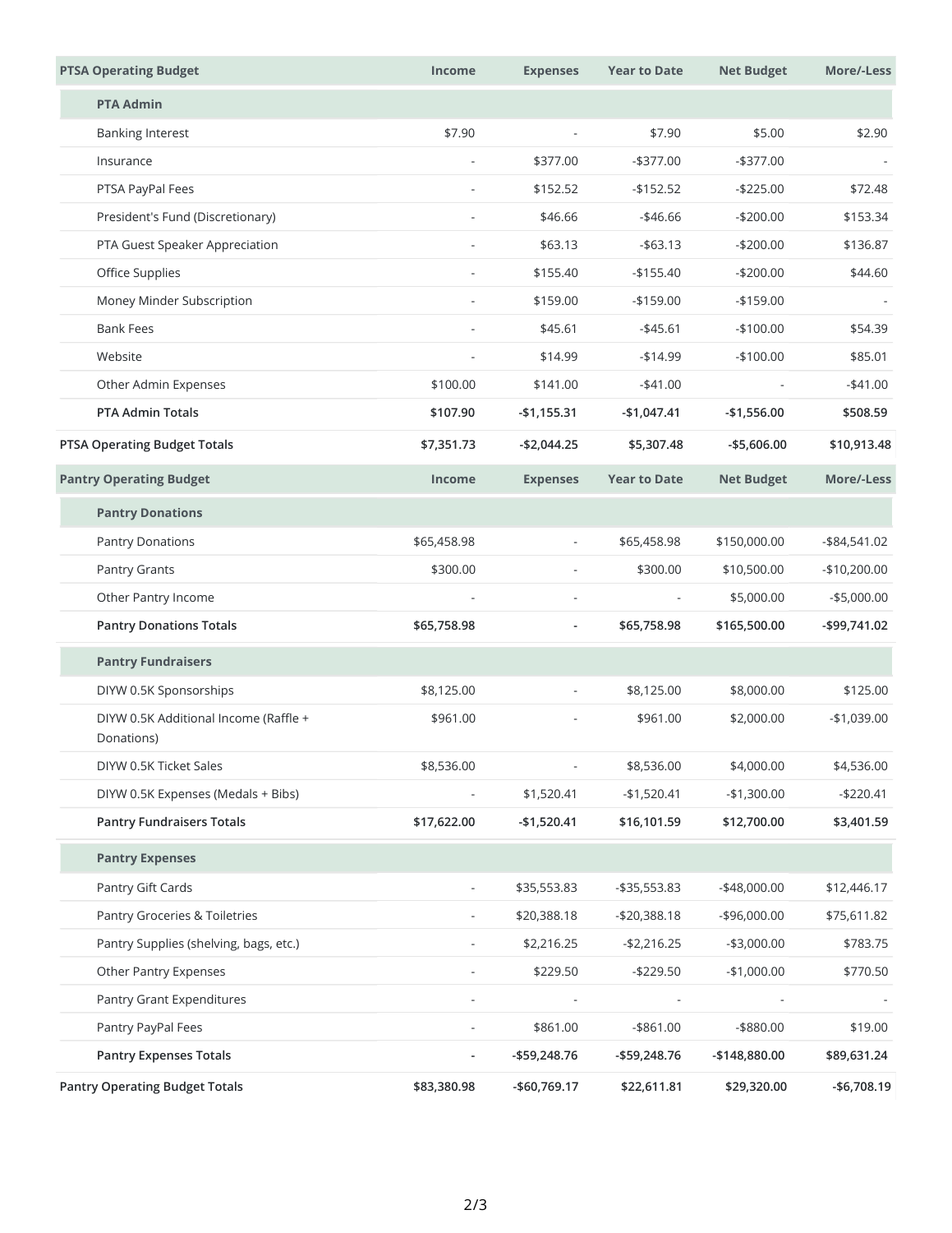| PTSA Operating Budget | Income | Expenses | Year to Date | Net Budget | More/-Less |
|---|---|---|---|---|---|
| **PTA Admin** | | | | | |
| Banking Interest | $7.90 | - | $7.90 | $5.00 | $2.90 |
| Insurance | - | $377.00 | -$377.00 | -$377.00 | - |
| PTSA PayPal Fees | - | $152.52 | -$152.52 | -$225.00 | $72.48 |
| President's Fund (Discretionary) | - | $46.66 | -$46.66 | -$200.00 | $153.34 |
| PTA Guest Speaker Appreciation | - | $63.13 | -$63.13 | -$200.00 | $136.87 |
| Office Supplies | - | $155.40 | -$155.40 | -$200.00 | $44.60 |
| Money Minder Subscription | - | $159.00 | -$159.00 | -$159.00 | - |
| Bank Fees | - | $45.61 | -$45.61 | -$100.00 | $54.39 |
| Website | - | $14.99 | -$14.99 | -$100.00 | $85.01 |
| Other Admin Expenses | $100.00 | $141.00 | -$41.00 | - | -$41.00 |
| **PTA Admin Totals** | **$107.90** | **-$1,155.31** | **-$1,047.41** | **-$1,556.00** | **$508.59** |
| **PTSA Operating Budget Totals** | **$7,351.73** | **-$2,044.25** | **$5,307.48** | **-$5,606.00** | **$10,913.48** |

| Pantry Operating Budget | Income | Expenses | Year to Date | Net Budget | More/-Less |
|---|---|---|---|---|---|
| **Pantry Donations** | | | | | |
| Pantry Donations | $65,458.98 | - | $65,458.98 | $150,000.00 | -$84,541.02 |
| Pantry Grants | $300.00 | - | $300.00 | $10,500.00 | -$10,200.00 |
| Other Pantry Income | - | - | - | $5,000.00 | -$5,000.00 |
| **Pantry Donations Totals** | **$65,758.98** | **-** | **$65,758.98** | **$165,500.00** | **-$99,741.02** |
| **Pantry Fundraisers** | | | | | |
| DIYW 0.5K Sponsorships | $8,125.00 | - | $8,125.00 | $8,000.00 | $125.00 |
| DIYW 0.5K Additional Income (Raffle + Donations) | $961.00 | - | $961.00 | $2,000.00 | -$1,039.00 |
| DIYW 0.5K Ticket Sales | $8,536.00 | - | $8,536.00 | $4,000.00 | $4,536.00 |
| DIYW 0.5K Expenses (Medals + Bibs) | - | $1,520.41 | -$1,520.41 | -$1,300.00 | -$220.41 |
| **Pantry Fundraisers Totals** | **$17,622.00** | **-$1,520.41** | **$16,101.59** | **$12,700.00** | **$3,401.59** |
| **Pantry Expenses** | | | | | |
| Pantry Gift Cards | - | $35,553.83 | -$35,553.83 | -$48,000.00 | $12,446.17 |
| Pantry Groceries & Toiletries | - | $20,388.18 | -$20,388.18 | -$96,000.00 | $75,611.82 |
| Pantry Supplies (shelving, bags, etc.) | - | $2,216.25 | -$2,216.25 | -$3,000.00 | $783.75 |
| Other Pantry Expenses | - | $229.50 | -$229.50 | -$1,000.00 | $770.50 |
| Pantry Grant Expenditures | - | - | - | - | - |
| Pantry PayPal Fees | - | $861.00 | -$861.00 | -$880.00 | $19.00 |
| **Pantry Expenses Totals** | **-** | **-$59,248.76** | **-$59,248.76** | **-$148,880.00** | **$89,631.24** |
| **Pantry Operating Budget Totals** | **$83,380.98** | **-$60,769.17** | **$22,611.81** | **$29,320.00** | **-$6,708.19** |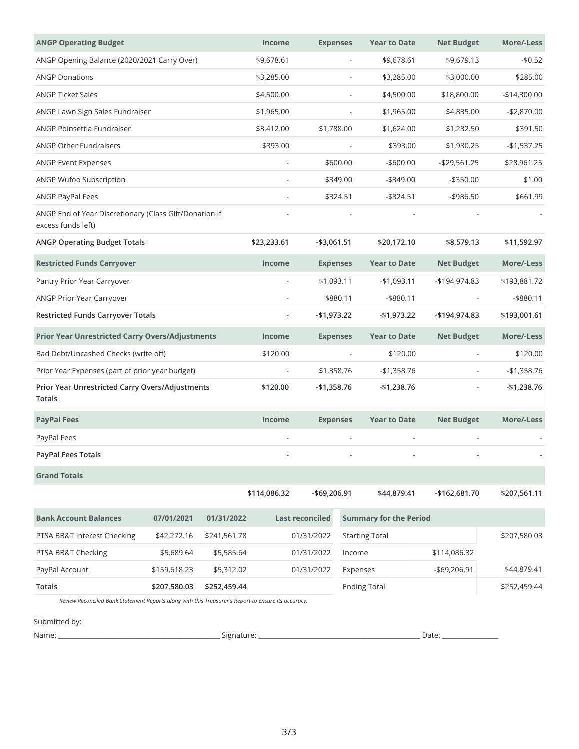| ANGP Operating Budget | Income | Expenses | Year to Date | Net Budget | More/-Less |
|---|---|---|---|---|---|
| ANGP Opening Balance (2020/2021 Carry Over) | $9,678.61 | - | $9,678.61 | $9,679.13 | -$0.52 |
| ANGP Donations | $3,285.00 | - | $3,285.00 | $3,000.00 | $285.00 |
| ANGP Ticket Sales | $4,500.00 | - | $4,500.00 | $18,800.00 | -$14,300.00 |
| ANGP Lawn Sign Sales Fundraiser | $1,965.00 | - | $1,965.00 | $4,835.00 | -$2,870.00 |
| ANGP Poinsettia Fundraiser | $3,412.00 | $1,788.00 | $1,624.00 | $1,232.50 | $391.50 |
| ANGP Other Fundraisers | $393.00 | - | $393.00 | $1,930.25 | -$1,537.25 |
| ANGP Event Expenses | - | $600.00 | -$600.00 | -$29,561.25 | $28,961.25 |
| ANGP Wufoo Subscription | - | $349.00 | -$349.00 | -$350.00 | $1.00 |
| ANGP PayPal Fees | - | $324.51 | -$324.51 | -$986.50 | $661.99 |
| ANGP End of Year Discretionary (Class Gift/Donation if excess funds left) | - | - | - | - | - |
| **ANGP Operating Budget Totals** | **$23,233.61** | **-$3,061.51** | **$20,172.10** | **$8,579.13** | **$11,592.97** |

| Restricted Funds Carryover | Income | Expenses | Year to Date | Net Budget | More/-Less |
|---|---|---|---|---|---|
| Pantry Prior Year Carryover | - | $1,093.11 | -$1,093.11 | -$194,974.83 | $193,881.72 |
| ANGP Prior Year Carryover | - | $880.11 | -$880.11 | - | -$880.11 |
| **Restricted Funds Carryover Totals** | **-** | **-$1,973.22** | **-$1,973.22** | **-$194,974.83** | **$193,001.61** |

| Prior Year Unrestricted Carry Overs/Adjustments | Income | Expenses | Year to Date | Net Budget | More/-Less |
|---|---|---|---|---|---|
| Bad Debt/Uncashed Checks (write off) | $120.00 | - | $120.00 | - | $120.00 |
| Prior Year Expenses (part of prior year budget) | - | $1,358.76 | -$1,358.76 | - | -$1,358.76 |
| **Prior Year Unrestricted Carry Overs/Adjustments Totals** | **$120.00** | **-$1,358.76** | **-$1,238.76** | **-** | **-$1,238.76** |

| PayPal Fees | Income | Expenses | Year to Date | Net Budget | More/-Less |
|---|---|---|---|---|---|
| PayPal Fees | - | - | - | - | - |
| **PayPal Fees Totals** | **-** | **-** | **-** | **-** | **-** |

| Grand Totals | Income | Expenses | Year to Date | Net Budget | More/-Less |
|---|---|---|---|---|---|
| | **$114,086.32** | **-$69,206.91** | **$44,879.41** | **-$162,681.70** | **$207,561.11** |

| Bank Account Balances | 07/01/2021 | 01/31/2022 | Last reconciled |
|---|---|---|---|
| PTSA BB&T Interest Checking | $42,272.16 | $241,561.78 | 01/31/2022 |
| PTSA BB&T Checking | $5,689.64 | $5,585.64 | 01/31/2022 |
| PayPal Account | $159,618.23 | $5,312.02 | 01/31/2022 |
| **Totals** | **$207,580.03** | **$252,459.44** | |

| Summary for the Period | | |
|---|---|---|
| Starting Total | | $207,580.03 |
| Income | $114,086.32 | |
| Expenses | -$69,206.91 | $44,879.41 |
| Ending Total | | $252,459.44 |

*Review Reconciled Bank Statement Reports along with this Treasurer's Report to ensure its accuracy.*

Submitted by:

Name: ______________________ Signature: ______________________ Date: ____________